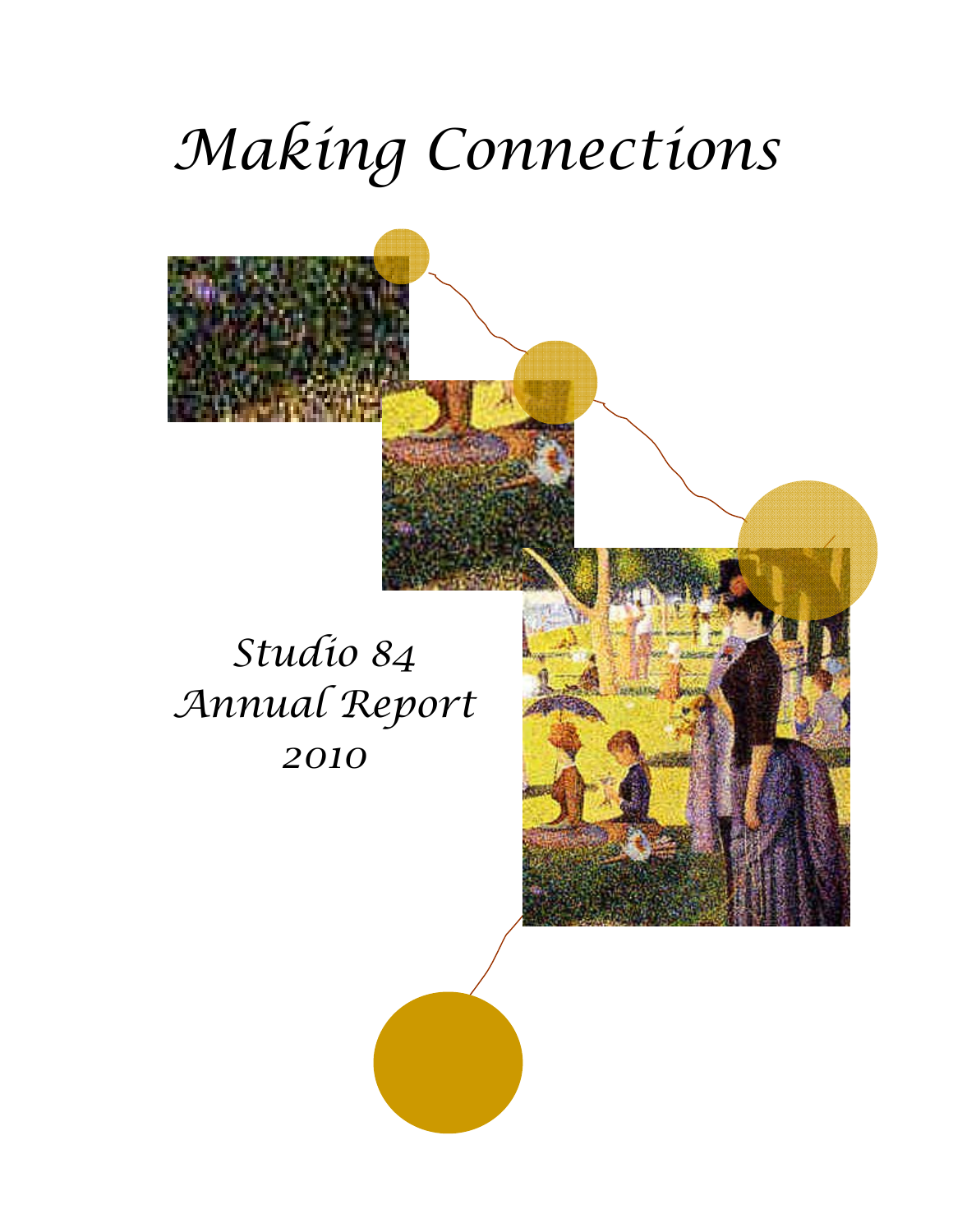# Making Connections

Studio 84
Annual Report
2010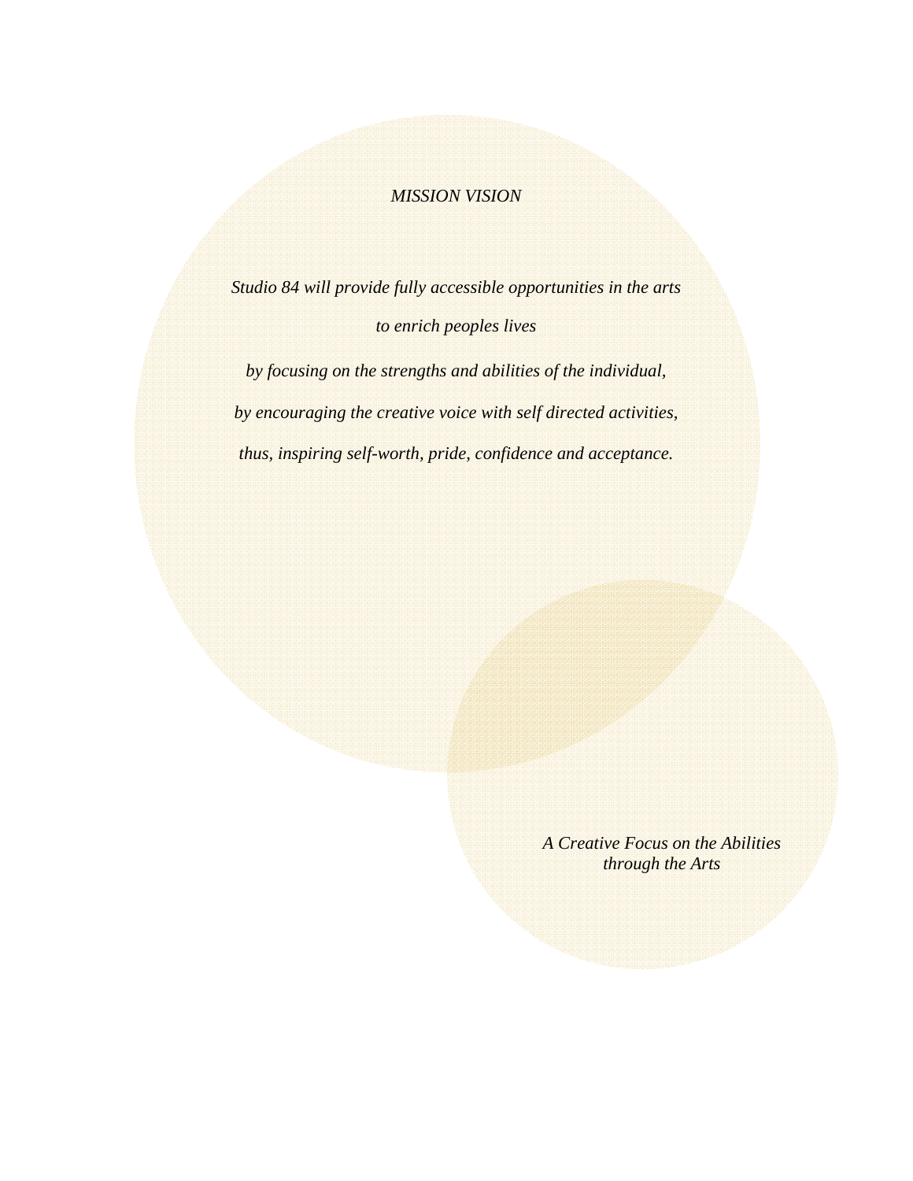*MISSION VISION*

*Studio 84 will provide fully accessible opportunities in the arts*

*to enrich peoples lives*

*by focusing on the strengths and abilities of the individual,*

*by encouraging the creative voice with self directed activities,*

*thus, inspiring self-worth, pride, confidence and acceptance.*

*A Creative Focus on the Abilities*
*through the Arts*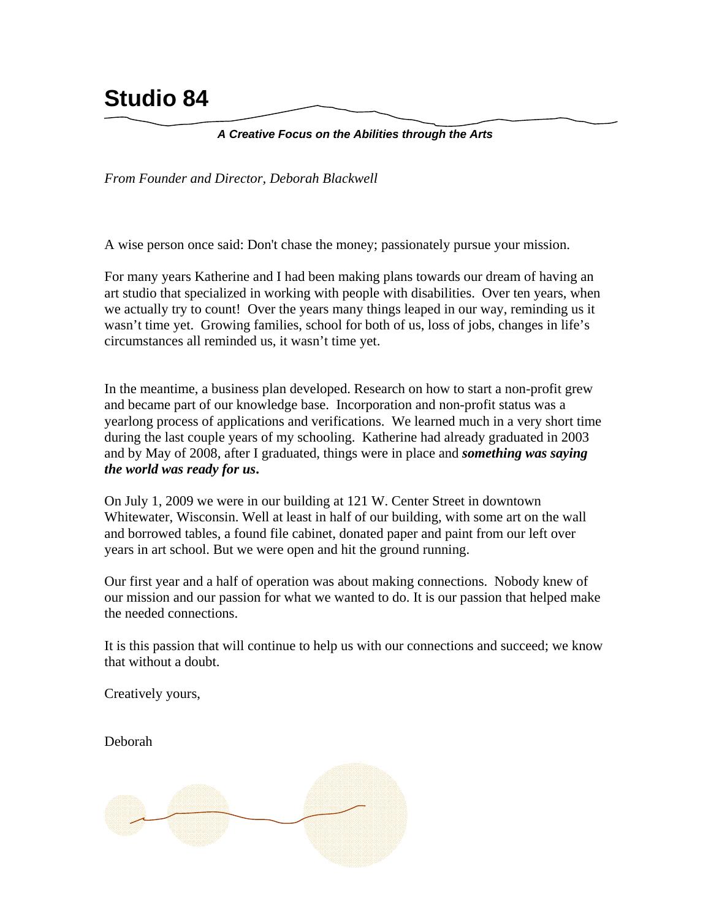# Studio 84

***A Creative Focus on the Abilities through the Arts***

*From Founder and Director, Deborah Blackwell*

A wise person once said: Don't chase the money; passionately pursue your mission.

For many years Katherine and I had been making plans towards our dream of having an art studio that specialized in working with people with disabilities. Over ten years, when we actually try to count! Over the years many things leaped in our way, reminding us it wasn't time yet. Growing families, school for both of us, loss of jobs, changes in life's circumstances all reminded us, it wasn't time yet.

In the meantime, a business plan developed. Research on how to start a non-profit grew and became part of our knowledge base. Incorporation and non-profit status was a yearlong process of applications and verifications. We learned much in a very short time during the last couple years of my schooling. Katherine had already graduated in 2003 and by May of 2008, after I graduated, things were in place and ***something was saying the world was ready for us*****.**

On July 1, 2009 we were in our building at 121 W. Center Street in downtown Whitewater, Wisconsin. Well at least in half of our building, with some art on the wall and borrowed tables, a found file cabinet, donated paper and paint from our left over years in art school. But we were open and hit the ground running.

Our first year and a half of operation was about making connections. Nobody knew of our mission and our passion for what we wanted to do. It is our passion that helped make the needed connections.

It is this passion that will continue to help us with our connections and succeed; we know that without a doubt.

Creatively yours,

Deborah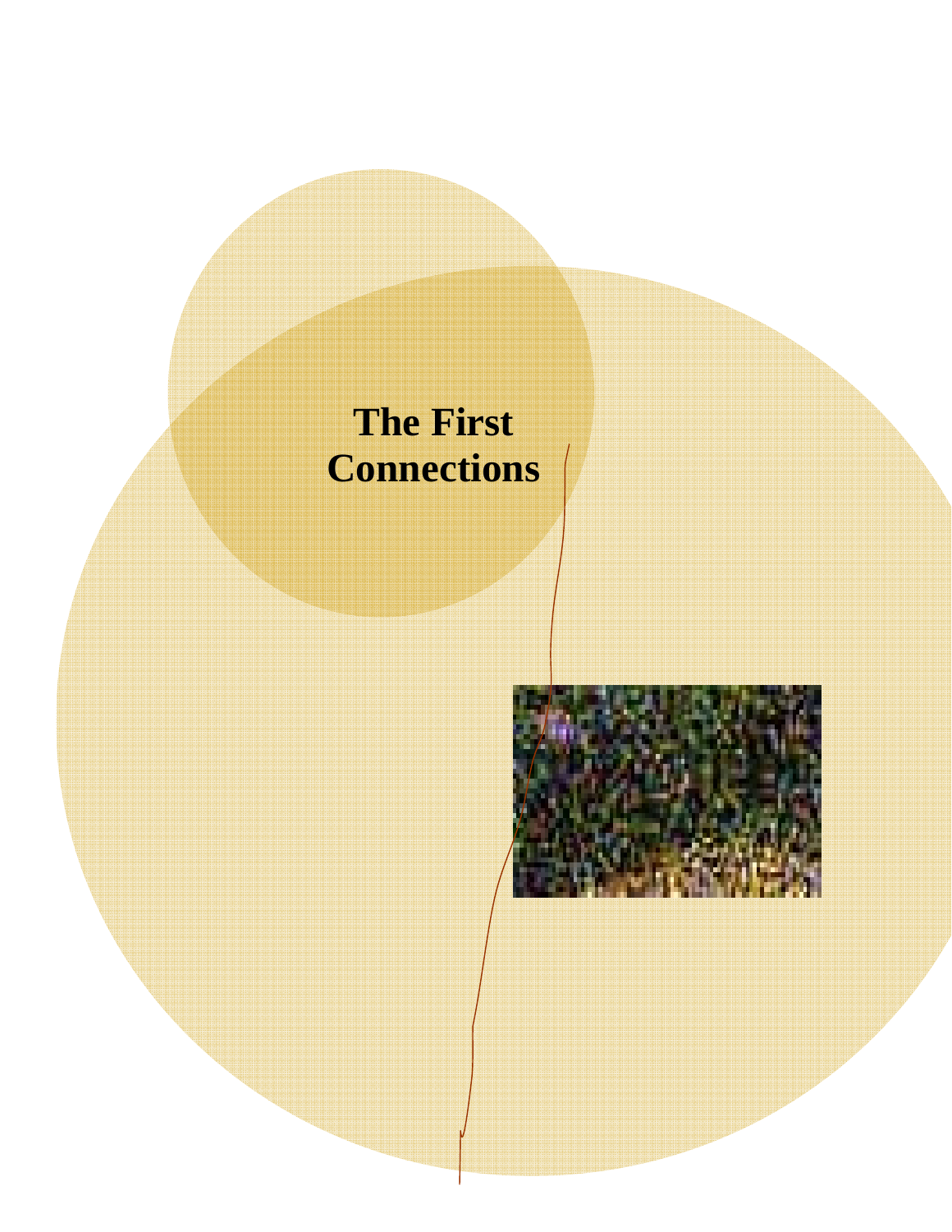# The First Connections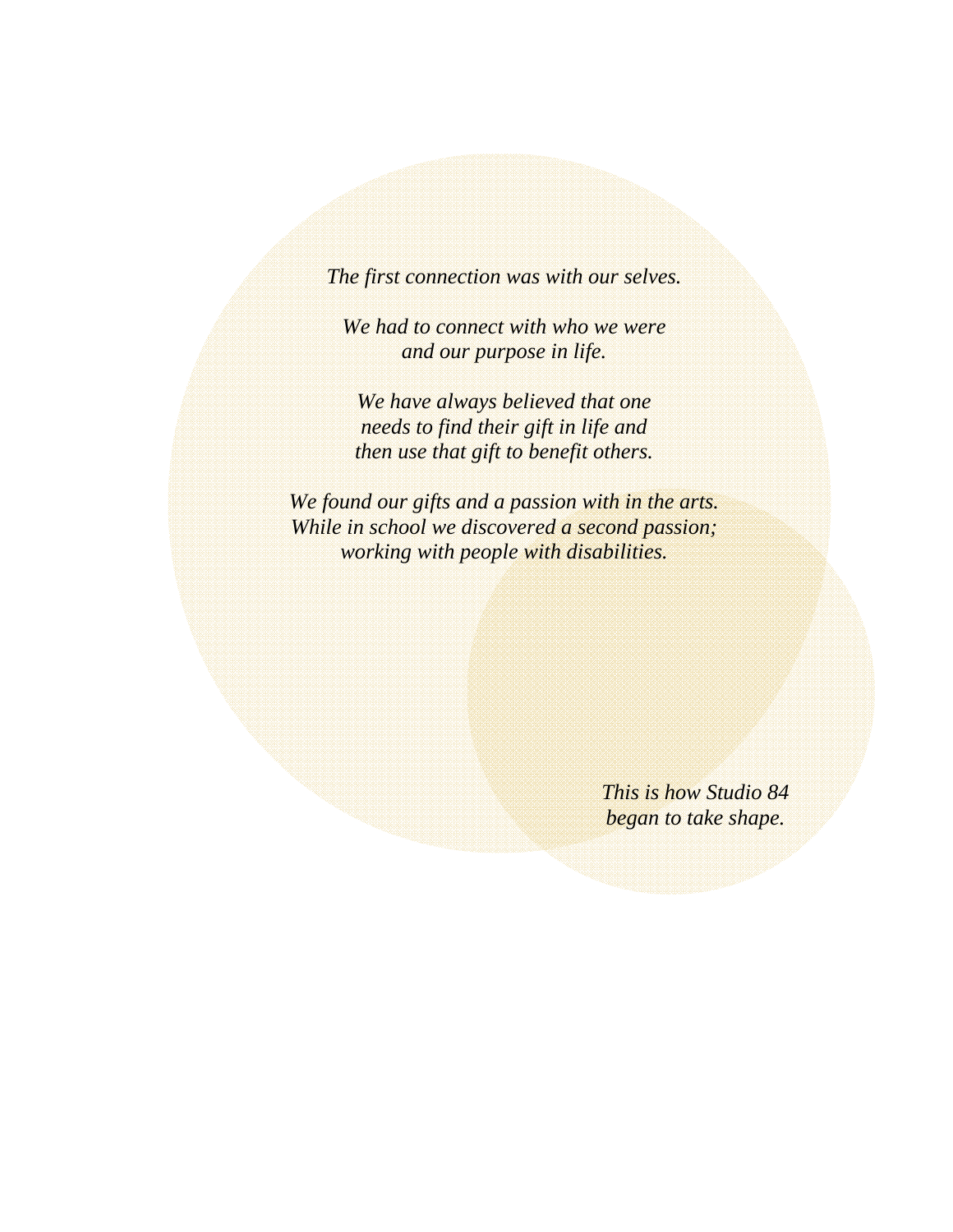*The first connection was with our selves.*

*We had to connect with who we were*
*and our purpose in life.*

*We have always believed that one*
*needs to find their gift in life and*
*then use that gift to benefit others.*

*We found our gifts and a passion with in the arts.*
*While in school we discovered a second passion;*
*working with people with disabilities.*

*This is how Studio 84*
*began to take shape.*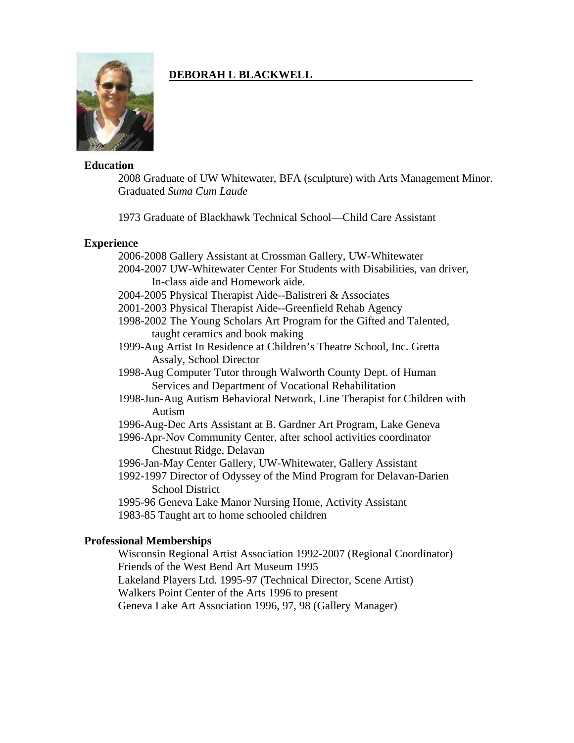# DEBORAH L BLACKWELL

## Education

2008 Graduate of UW Whitewater, BFA (sculpture) with Arts Management Minor. Graduated *Suma Cum Laude*

1973 Graduate of Blackhawk Technical School—Child Care Assistant

## Experience

- 2006-2008 Gallery Assistant at Crossman Gallery, UW-Whitewater
- 2004-2007 UW-Whitewater Center For Students with Disabilities, van driver, In-class aide and Homework aide.
- 2004-2005 Physical Therapist Aide--Balistreri & Associates
- 2001-2003 Physical Therapist Aide--Greenfield Rehab Agency
- 1998-2002 The Young Scholars Art Program for the Gifted and Talented, taught ceramics and book making
- 1999-Aug Artist In Residence at Children's Theatre School, Inc. Gretta Assaly, School Director
- 1998-Aug Computer Tutor through Walworth County Dept. of Human Services and Department of Vocational Rehabilitation
- 1998-Jun-Aug Autism Behavioral Network, Line Therapist for Children with Autism
- 1996-Aug-Dec Arts Assistant at B. Gardner Art Program, Lake Geneva
- 1996-Apr-Nov Community Center, after school activities coordinator Chestnut Ridge, Delavan
- 1996-Jan-May Center Gallery, UW-Whitewater, Gallery Assistant
- 1992-1997 Director of Odyssey of the Mind Program for Delavan-Darien School District
- 1995-96 Geneva Lake Manor Nursing Home, Activity Assistant
- 1983-85 Taught art to home schooled children

## Professional Memberships

- Wisconsin Regional Artist Association 1992-2007 (Regional Coordinator)
- Friends of the West Bend Art Museum 1995
- Lakeland Players Ltd. 1995-97 (Technical Director, Scene Artist)
- Walkers Point Center of the Arts 1996 to present
- Geneva Lake Art Association 1996, 97, 98 (Gallery Manager)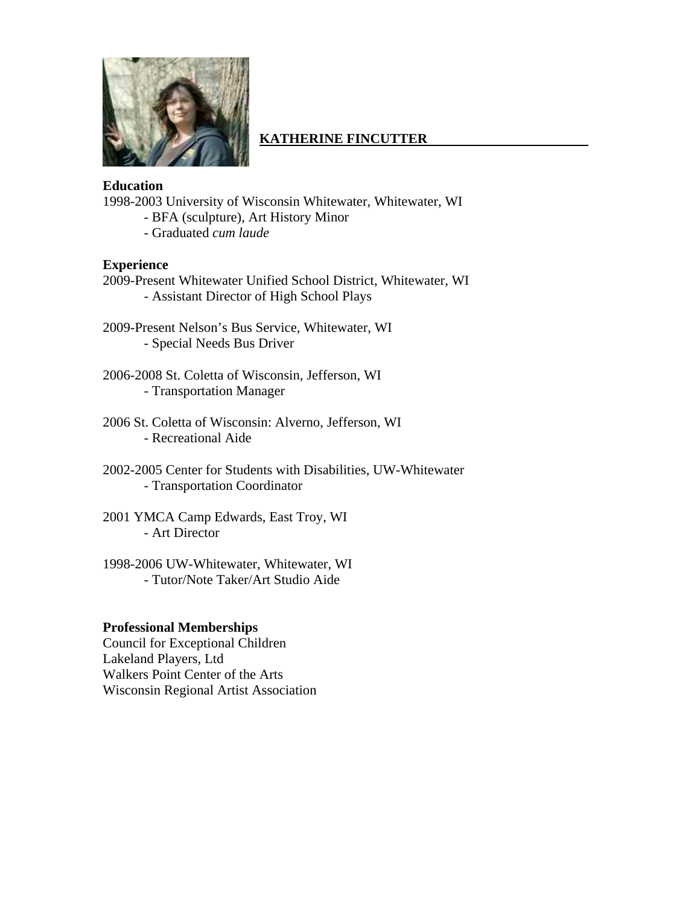# KATHERINE FINCUTTER

**Education**

1998-2003 University of Wisconsin Whitewater, Whitewater, WI

- BFA (sculpture), Art History Minor
- Graduated *cum laude*

**Experience**

2009-Present Whitewater Unified School District, Whitewater, WI

- Assistant Director of High School Plays

2009-Present Nelson's Bus Service, Whitewater, WI

- Special Needs Bus Driver

2006-2008 St. Coletta of Wisconsin, Jefferson, WI

- Transportation Manager

2006 St. Coletta of Wisconsin: Alverno, Jefferson, WI

- Recreational Aide

2002-2005 Center for Students with Disabilities, UW-Whitewater

- Transportation Coordinator

2001 YMCA Camp Edwards, East Troy, WI

- Art Director

1998-2006 UW-Whitewater, Whitewater, WI

- Tutor/Note Taker/Art Studio Aide

**Professional Memberships**

Council for Exceptional Children
Lakeland Players, Ltd
Walkers Point Center of the Arts
Wisconsin Regional Artist Association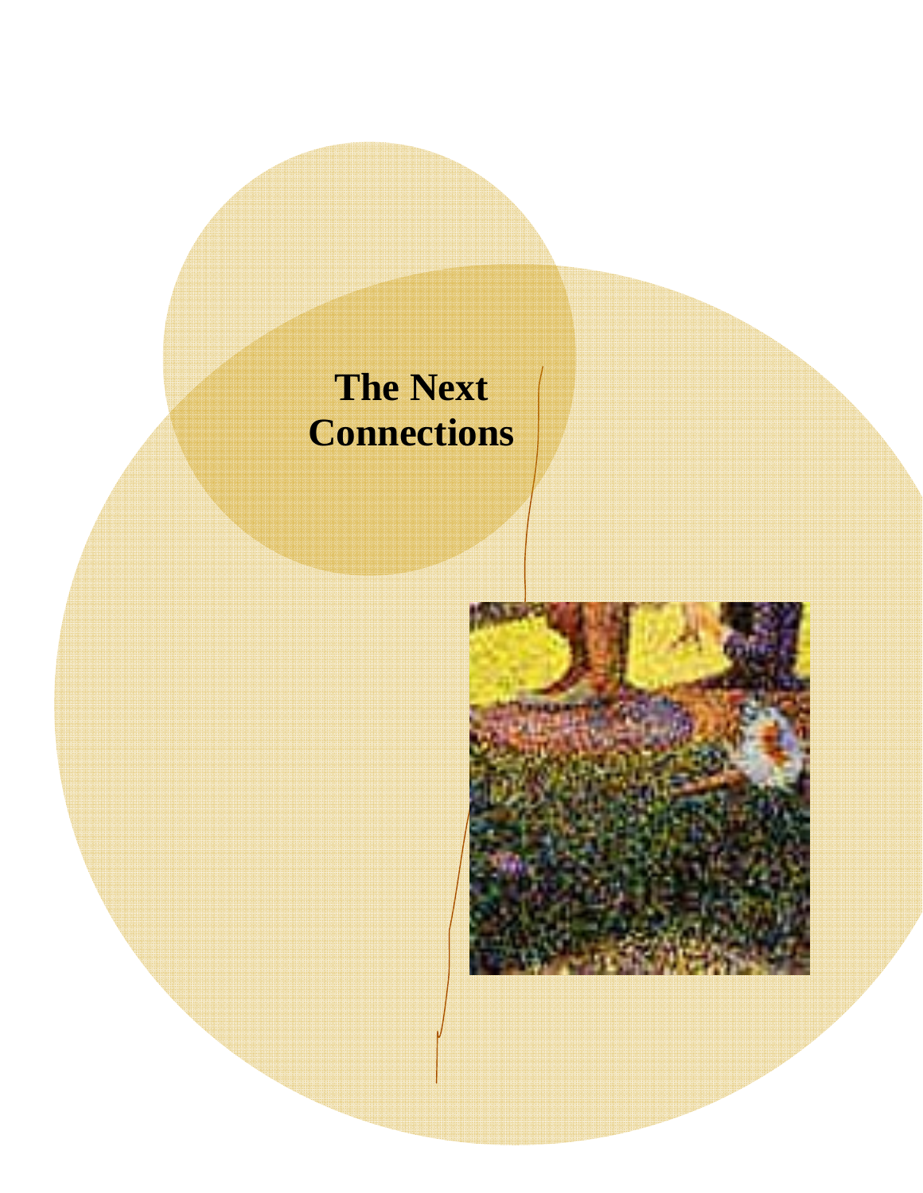# The Next Connections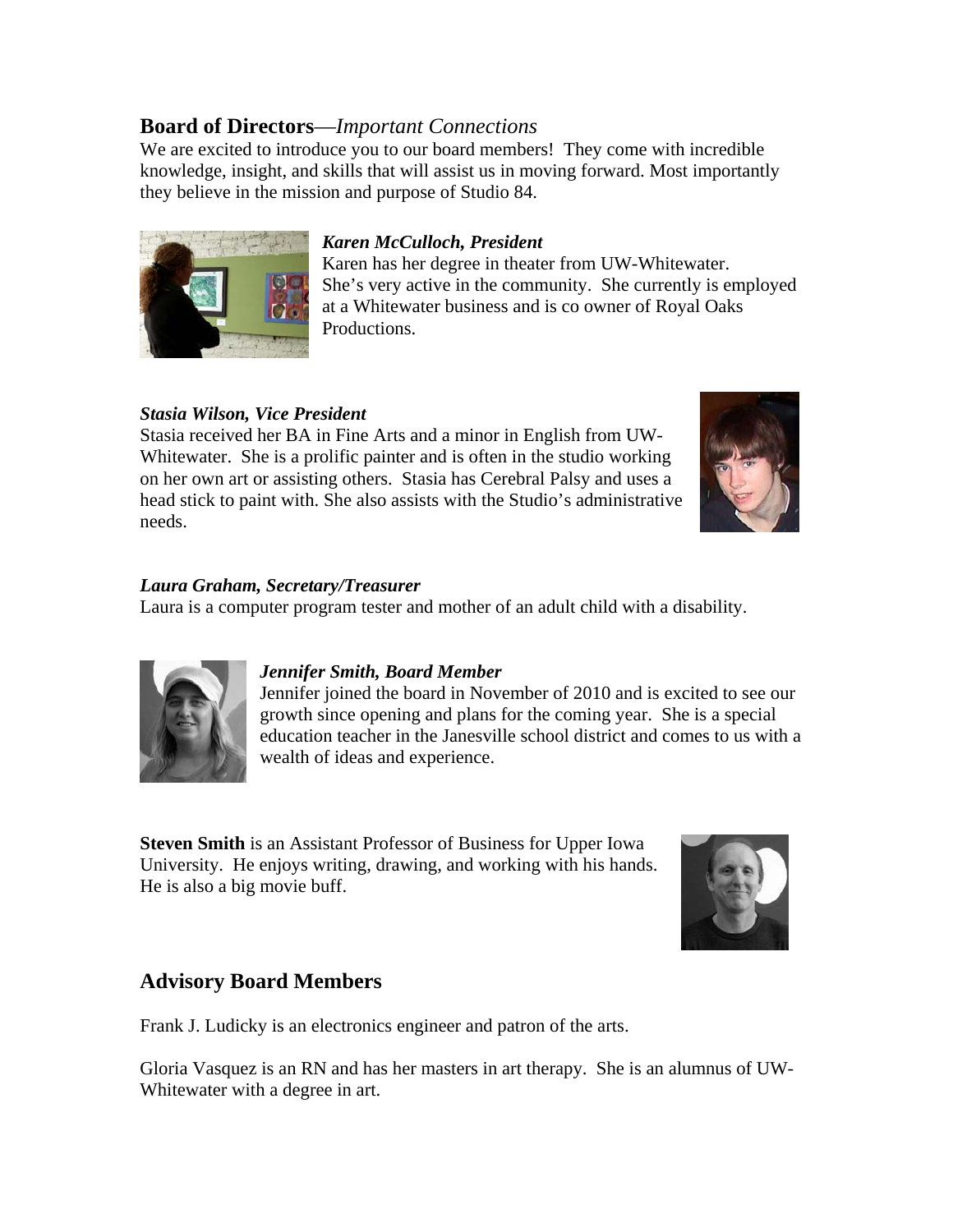## **Board of Directors**—*Important Connections*

We are excited to introduce you to our board members! They come with incredible knowledge, insight, and skills that will assist us in moving forward. Most importantly they believe in the mission and purpose of Studio 84.

***Karen McCulloch, President***

Karen has her degree in theater from UW-Whitewater. She's very active in the community. She currently is employed at a Whitewater business and is co owner of Royal Oaks Productions.

***Stasia Wilson, Vice President***

Stasia received her BA in Fine Arts and a minor in English from UW-Whitewater. She is a prolific painter and is often in the studio working on her own art or assisting others. Stasia has Cerebral Palsy and uses a head stick to paint with. She also assists with the Studio's administrative needs.

***Laura Graham, Secretary/Treasurer***

Laura is a computer program tester and mother of an adult child with a disability.

***Jennifer Smith, Board Member***

Jennifer joined the board in November of 2010 and is excited to see our growth since opening and plans for the coming year. She is a special education teacher in the Janesville school district and comes to us with a wealth of ideas and experience.

**Steven Smith** is an Assistant Professor of Business for Upper Iowa University. He enjoys writing, drawing, and working with his hands. He is also a big movie buff.

## **Advisory Board Members**

Frank J. Ludicky is an electronics engineer and patron of the arts.

Gloria Vasquez is an RN and has her masters in art therapy. She is an alumnus of UW-Whitewater with a degree in art.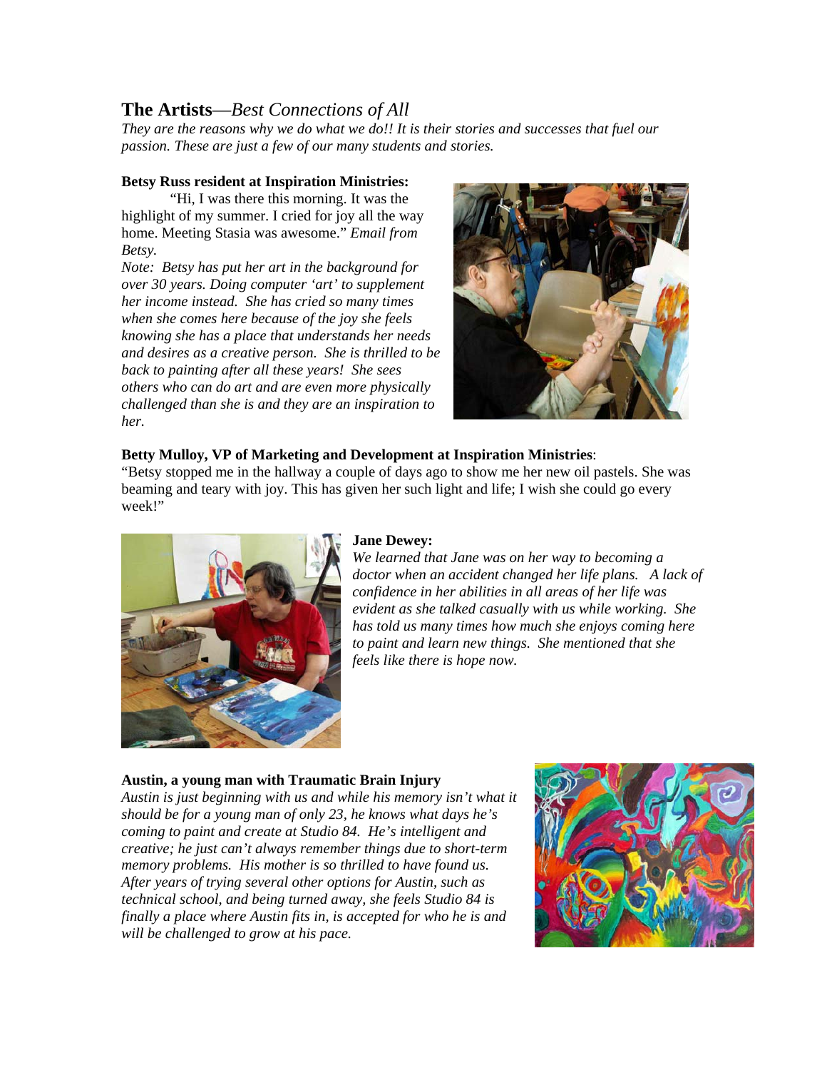## **The Artists**—*Best Connections of All*

*They are the reasons why we do what we do!! It is their stories and successes that fuel our passion. These are just a few of our many students and stories.*

**Betsy Russ resident at Inspiration Ministries:**

"Hi, I was there this morning. It was the highlight of my summer. I cried for joy all the way home. Meeting Stasia was awesome." *Email from Betsy.*

*Note: Betsy has put her art in the background for over 30 years. Doing computer 'art' to supplement her income instead. She has cried so many times when she comes here because of the joy she feels knowing she has a place that understands her needs and desires as a creative person. She is thrilled to be back to painting after all these years! She sees others who can do art and are even more physically challenged than she is and they are an inspiration to her.*

**Betty Mulloy, VP of Marketing and Development at Inspiration Ministries**:

"Betsy stopped me in the hallway a couple of days ago to show me her new oil pastels. She was beaming and teary with joy. This has given her such light and life; I wish she could go every week!"

**Jane Dewey:**

*We learned that Jane was on her way to becoming a doctor when an accident changed her life plans. A lack of confidence in her abilities in all areas of her life was evident as she talked casually with us while working. She has told us many times how much she enjoys coming here to paint and learn new things. She mentioned that she feels like there is hope now.*

**Austin, a young man with Traumatic Brain Injury**

*Austin is just beginning with us and while his memory isn't what it should be for a young man of only 23, he knows what days he's coming to paint and create at Studio 84. He's intelligent and creative; he just can't always remember things due to short-term memory problems. His mother is so thrilled to have found us. After years of trying several other options for Austin, such as technical school, and being turned away, she feels Studio 84 is finally a place where Austin fits in, is accepted for who he is and will be challenged to grow at his pace.*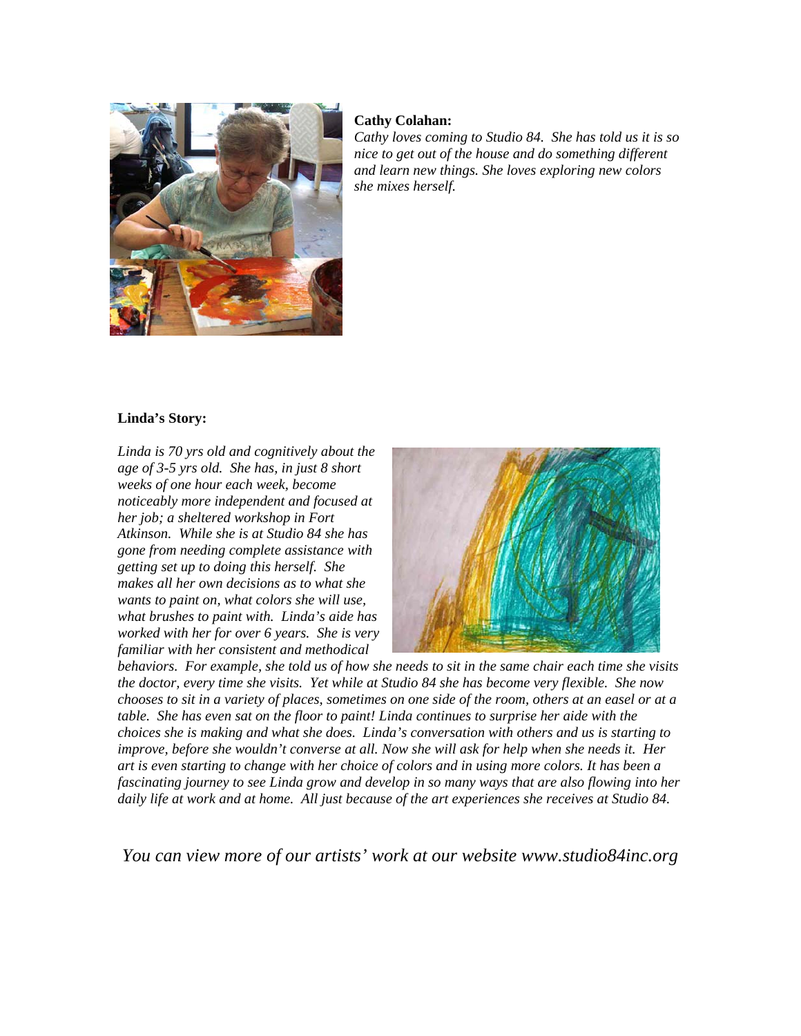**Cathy Colahan:**

*Cathy loves coming to Studio 84. She has told us it is so nice to get out of the house and do something different and learn new things. She loves exploring new colors she mixes herself.*

**Linda's Story:**

*Linda is 70 yrs old and cognitively about the age of 3-5 yrs old. She has, in just 8 short weeks of one hour each week, become noticeably more independent and focused at her job; a sheltered workshop in Fort Atkinson. While she is at Studio 84 she has gone from needing complete assistance with getting set up to doing this herself. She makes all her own decisions as to what she wants to paint on, what colors she will use, what brushes to paint with. Linda's aide has worked with her for over 6 years. She is very familiar with her consistent and methodical behaviors. For example, she told us of how she needs to sit in the same chair each time she visits the doctor, every time she visits. Yet while at Studio 84 she has become very flexible. She now chooses to sit in a variety of places, sometimes on one side of the room, others at an easel or at a table. She has even sat on the floor to paint! Linda continues to surprise her aide with the choices she is making and what she does. Linda's conversation with others and us is starting to improve, before she wouldn't converse at all. Now she will ask for help when she needs it. Her art is even starting to change with her choice of colors and in using more colors. It has been a fascinating journey to see Linda grow and develop in so many ways that are also flowing into her daily life at work and at home. All just because of the art experiences she receives at Studio 84.*

*You can view more of our artists' work at our website www.studio84inc.org*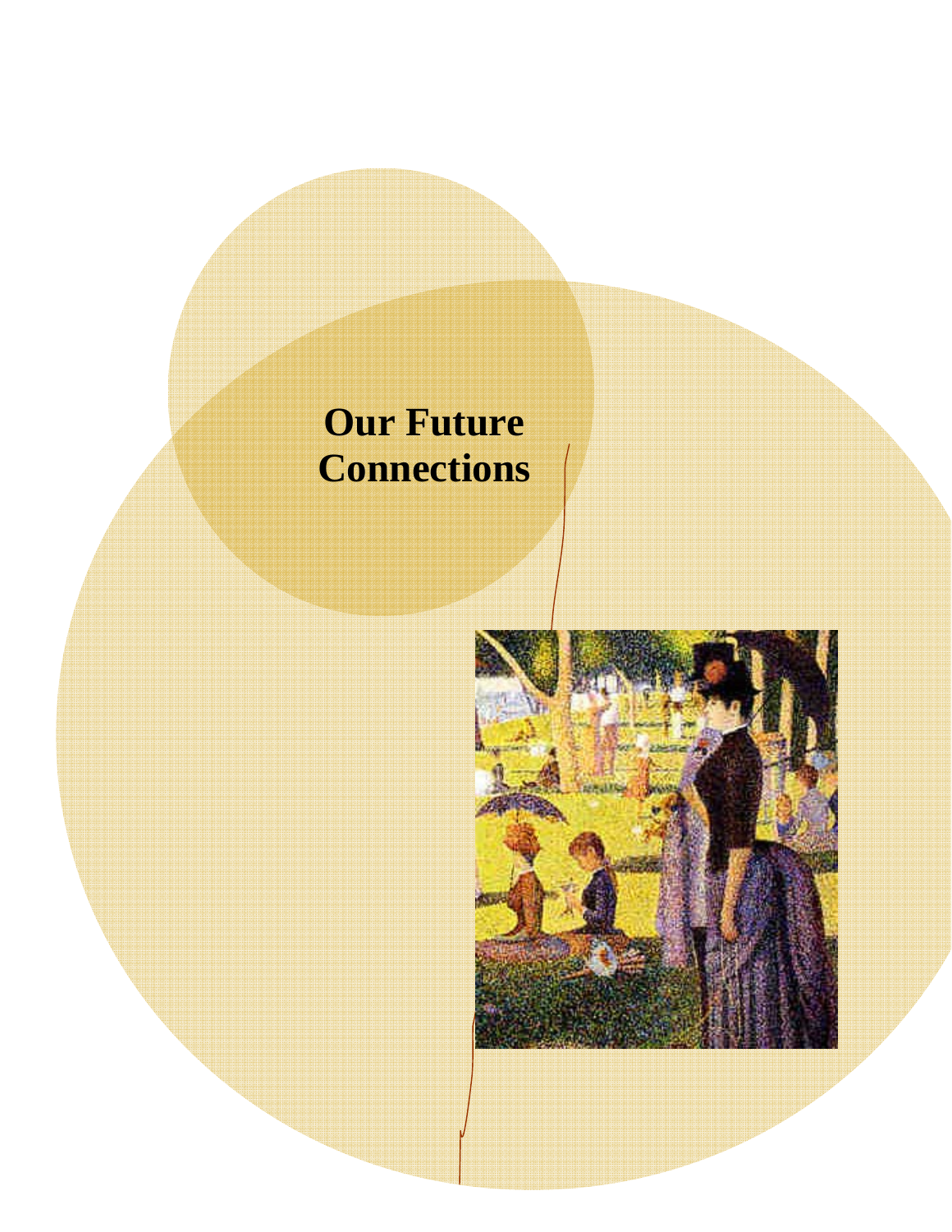# Our Future Connections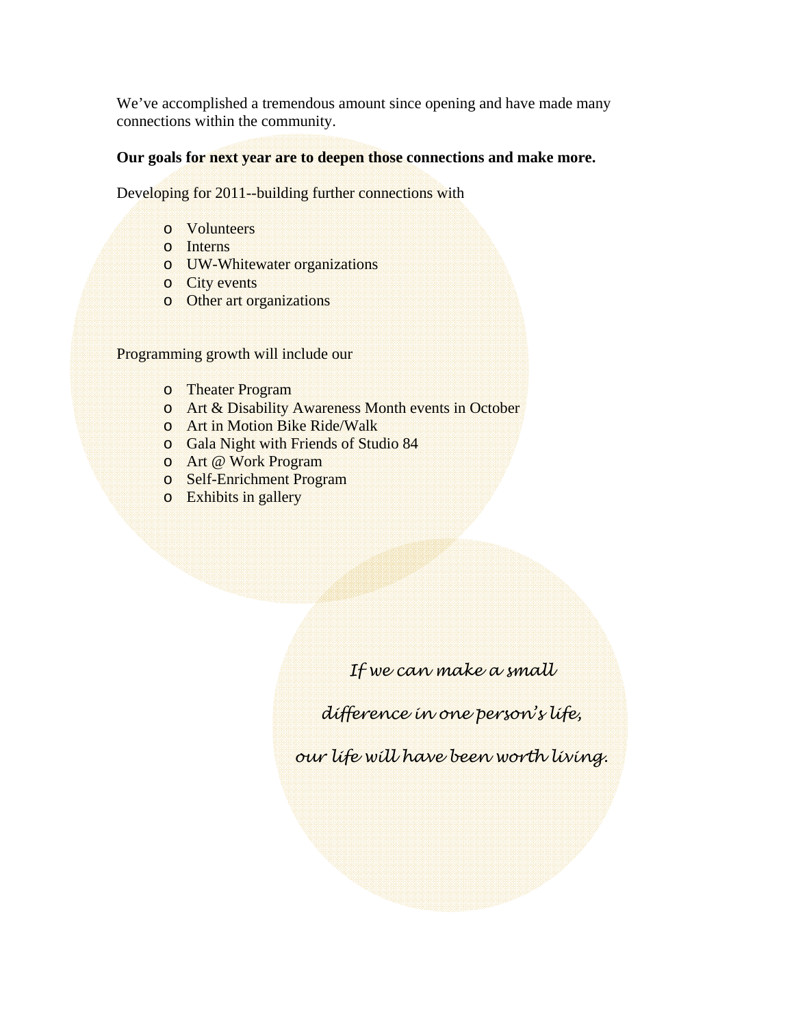We've accomplished a tremendous amount since opening and have made many connections within the community.

**Our goals for next year are to deepen those connections and make more.**

Developing for 2011--building further connections with

- Volunteers
- Interns
- UW-Whitewater organizations
- City events
- Other art organizations

Programming growth will include our

- Theater Program
- Art & Disability Awareness Month events in October
- Art in Motion Bike Ride/Walk
- Gala Night with Friends of Studio 84
- Art @ Work Program
- Self-Enrichment Program
- Exhibits in gallery

*If we can make a small*

*difference in one person's life,*

*our life will have been worth living.*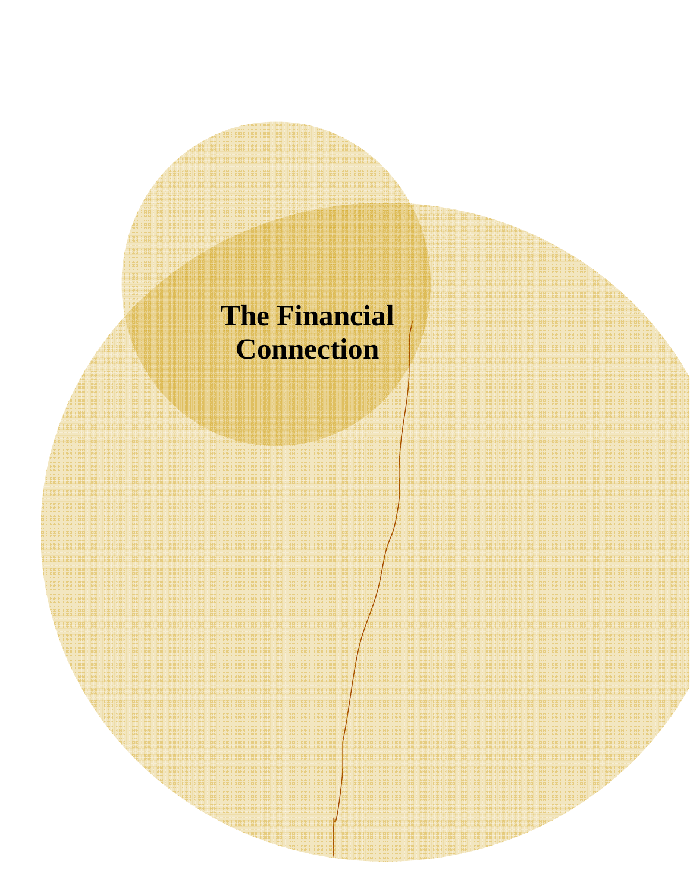# The Financial Connection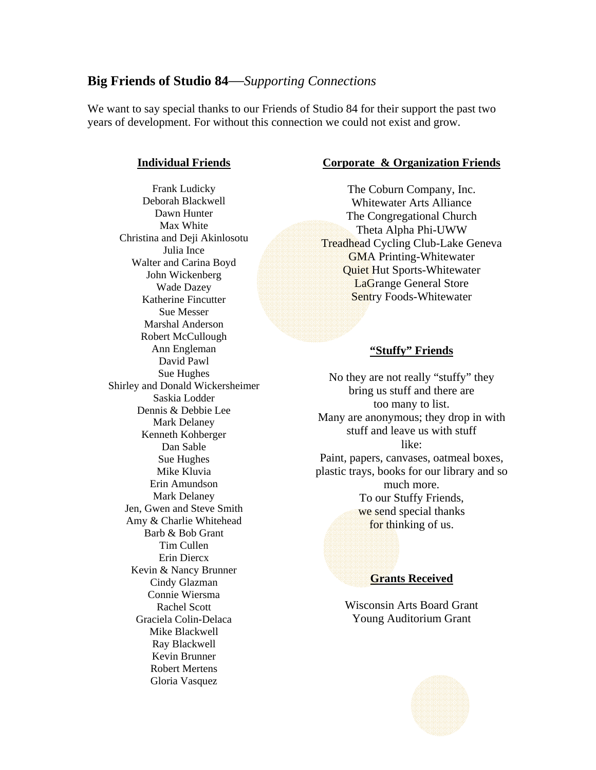## **Big Friends of Studio 84**—*Supporting Connections*

We want to say special thanks to our Friends of Studio 84 for their support the past two years of development. For without this connection we could not exist and grow.

### **Individual Friends**

Frank Ludicky
Deborah Blackwell
Dawn Hunter
Max White
Christina and Deji Akinlosotu
Julia Ince
Walter and Carina Boyd
John Wickenberg
Wade Dazey
Katherine Fincutter
Sue Messer
Marshal Anderson
Robert McCullough
Ann Engleman
David Pawl
Sue Hughes
Shirley and Donald Wickersheimer
Saskia Lodder
Dennis & Debbie Lee
Mark Delaney
Kenneth Kohberger
Dan Sable
Sue Hughes
Mike Kluvia
Erin Amundson
Mark Delaney
Jen, Gwen and Steve Smith
Amy & Charlie Whitehead
Barb & Bob Grant
Tim Cullen
Erin Diercx
Kevin & Nancy Brunner
Cindy Glazman
Connie Wiersma
Rachel Scott
Graciela Colin-Delaca
Mike Blackwell
Ray Blackwell
Kevin Brunner
Robert Mertens
Gloria Vasquez

### **Corporate & Organization Friends**

The Coburn Company, Inc.
Whitewater Arts Alliance
The Congregational Church
Theta Alpha Phi-UWW
Treadhead Cycling Club-Lake Geneva
GMA Printing-Whitewater
Quiet Hut Sports-Whitewater
LaGrange General Store
Sentry Foods-Whitewater

### **"Stuffy" Friends**

No they are not really "stuffy" they bring us stuff and there are too many to list.
Many are anonymous; they drop in with stuff and leave us with stuff like:
Paint, papers, canvases, oatmeal boxes, plastic trays, books for our library and so much more.
To our Stuffy Friends, we send special thanks for thinking of us.

### **Grants Received**

Wisconsin Arts Board Grant
Young Auditorium Grant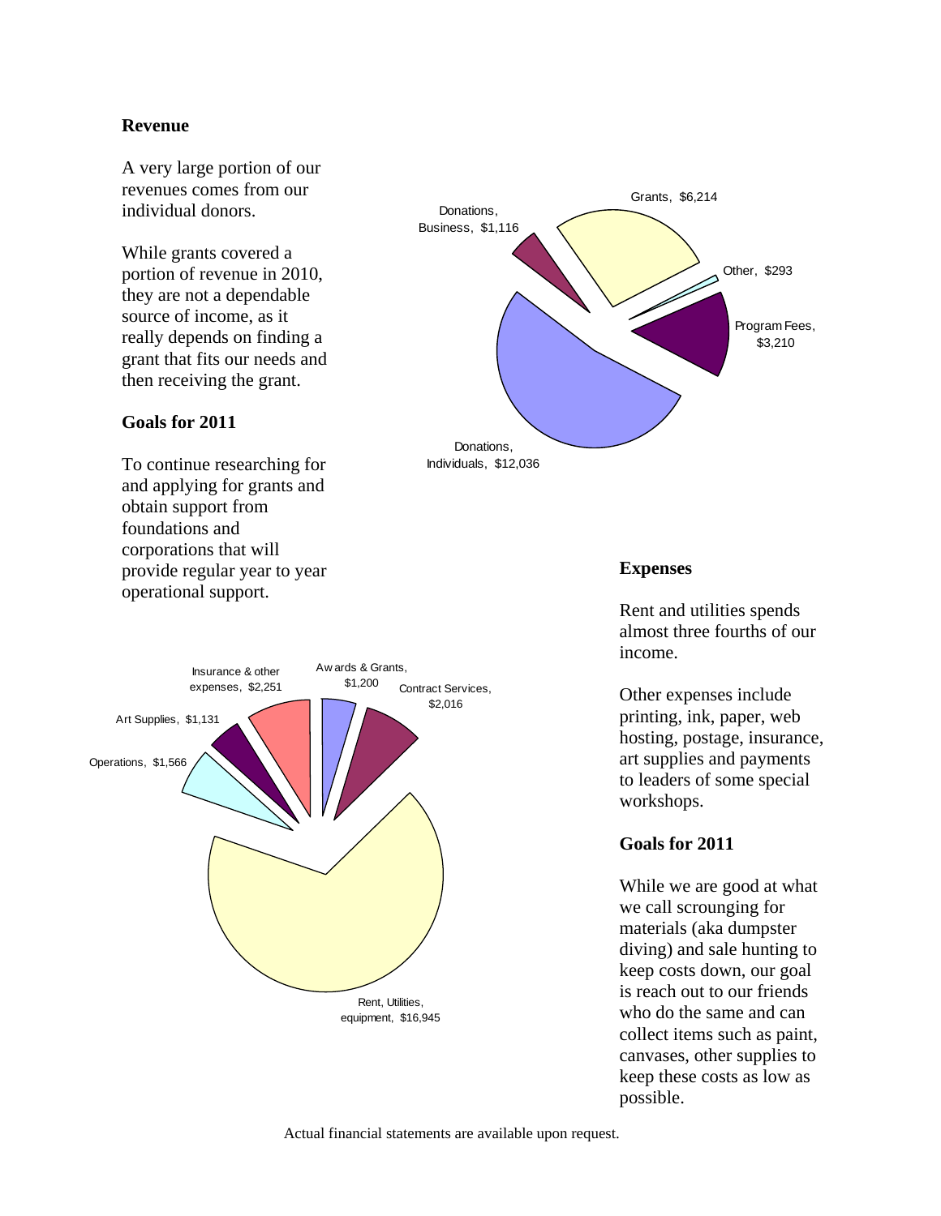**Revenue**

A very large portion of our revenues comes from our individual donors.

While grants covered a portion of revenue in 2010, they are not a dependable source of income, as it really depends on finding a grant that fits our needs and then receiving the grant.

**Goals for 2011**

To continue researching for and applying for grants and obtain support from foundations and corporations that will provide regular year to year operational support.

Grants, $6,214

Donations, Business, $1,116

Other, $293

Program Fees, $3,210

Donations, Individuals, $12,036

**Expenses**

Rent and utilities spends almost three fourths of our income.

Other expenses include printing, ink, paper, web hosting, postage, insurance, art supplies and payments to leaders of some special workshops.

**Goals for 2011**

While we are good at what we call scrounging for materials (aka dumpster diving) and sale hunting to keep costs down, our goal is reach out to our friends who do the same and can collect items such as paint, canvases, other supplies to keep these costs as low as possible.

Insurance & other expenses, $2,251

Awards & Grants, $1,200

Contract Services, $2,016

Art Supplies, $1,131

Operations, $1,566

Rent, Utilities, equipment, $16,945

Actual financial statements are available upon request.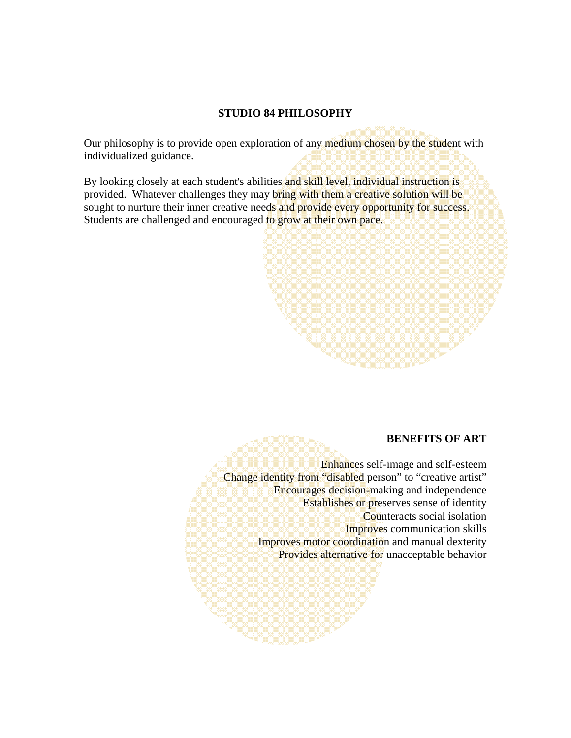## STUDIO 84 PHILOSOPHY

Our philosophy is to provide open exploration of any medium chosen by the student with individualized guidance.

By looking closely at each student's abilities and skill level, individual instruction is provided. Whatever challenges they may bring with them a creative solution will be sought to nurture their inner creative needs and provide every opportunity for success. Students are challenged and encouraged to grow at their own pace.

## BENEFITS OF ART

Enhances self-image and self-esteem
Change identity from "disabled person" to "creative artist"
Encourages decision-making and independence
Establishes or preserves sense of identity
Counteracts social isolation
Improves communication skills
Improves motor coordination and manual dexterity
Provides alternative for unacceptable behavior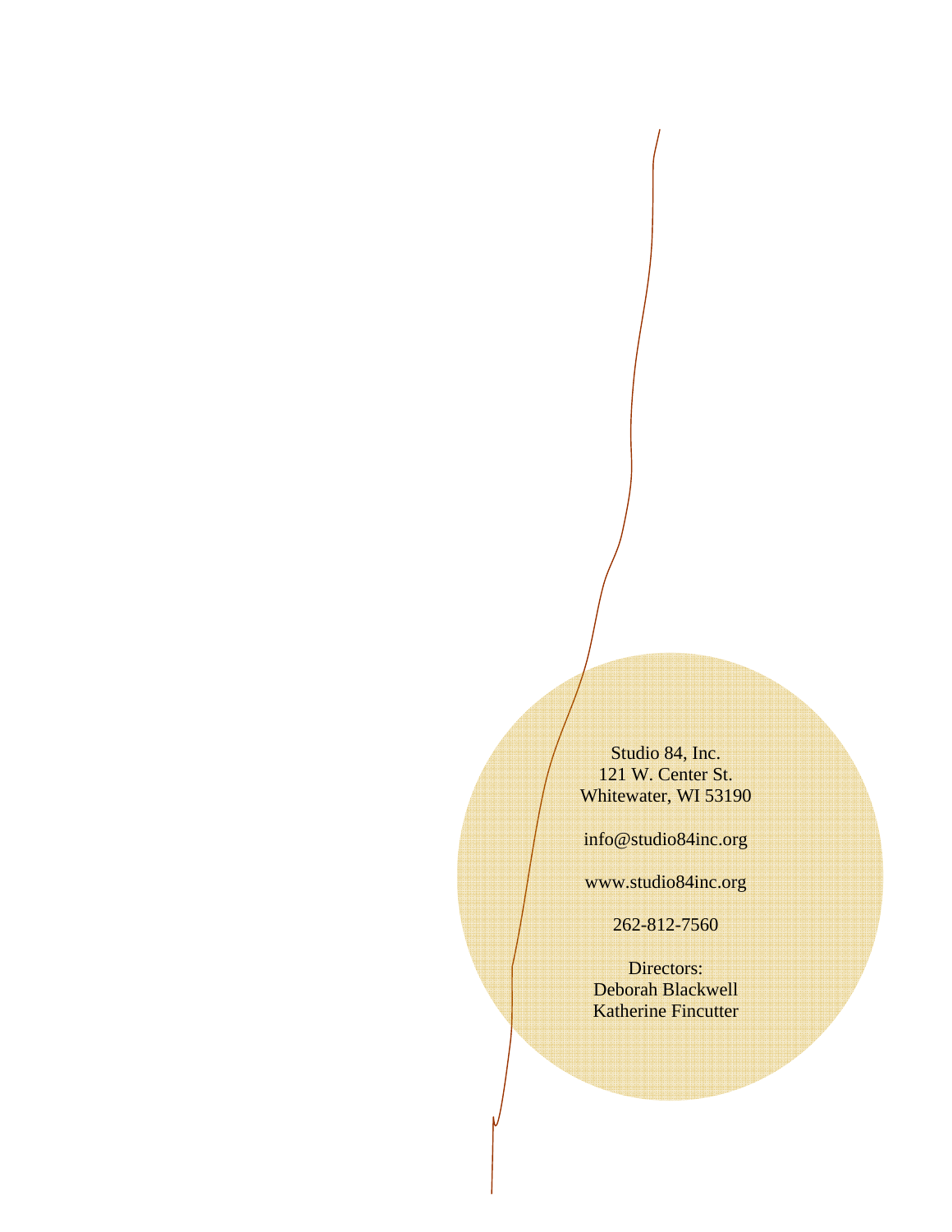Studio 84, Inc.
121 W. Center St.
Whitewater, WI 53190

info@studio84inc.org

www.studio84inc.org

262-812-7560

Directors:
Deborah Blackwell
Katherine Fincutter